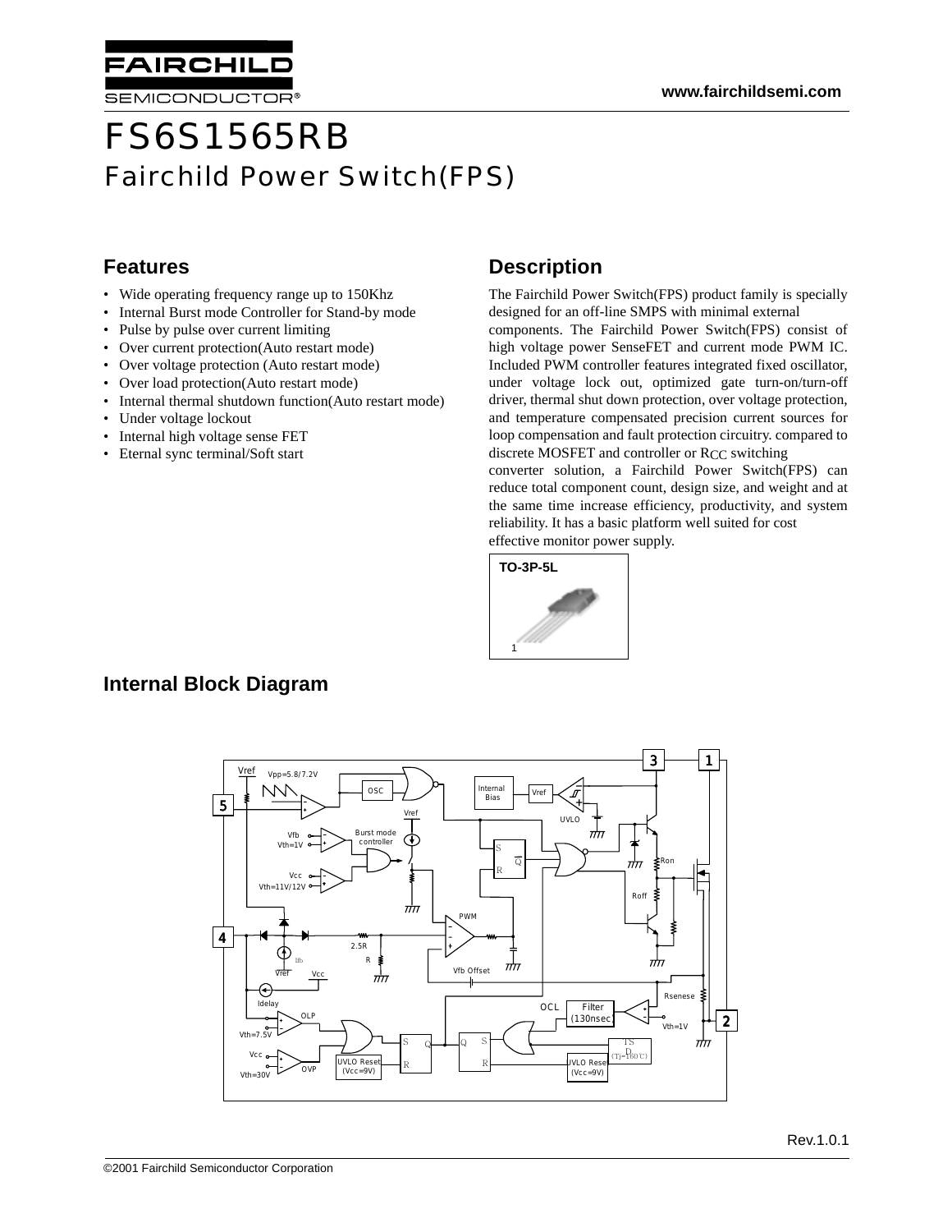# FS6S1565RB

## Fairchild Power Switch(FPS)

## Features

- Wide operating frequency range up to 150Khz
- Internal Burst mode Controller for Stand-by mode
- Pulse by pulse over current limiting
- Over current protection(Auto restart mode)
- Over voltage protection (Auto restart mode)
- Over load protection(Auto restart mode)
- Internal thermal shutdown function(Auto restart mode)
- Under voltage lockout
- Internal high voltage sense FET
- Eternal sync terminal/Soft start

## Description

The Fairchild Power Switch(FPS) product family is specially designed for an off-line SMPS with minimal external components. The Fairchild Power Switch(FPS) consist of high voltage power SenseFET and current mode PWM IC. Included PWM controller features integrated fixed oscillator, under voltage lock out, optimized gate turn-on/turn-off driver, thermal shut down protection, over voltage protection, and temperature compensated precision current sources for loop compensation and fault protection circuitry. compared to discrete MOSFET and controller or $R_{CC}$ switching converter solution, a Fairchild Power Switch(FPS) can reduce total component count, design size, and weight and at the same time increase efficiency, productivity, and system reliability. It has a basic platform well suited for cost effective monitor power supply.

TO-3P-5L

## Internal Block Diagram

Rev.1.0.1

©2001 Fairchild Semiconductor Corporation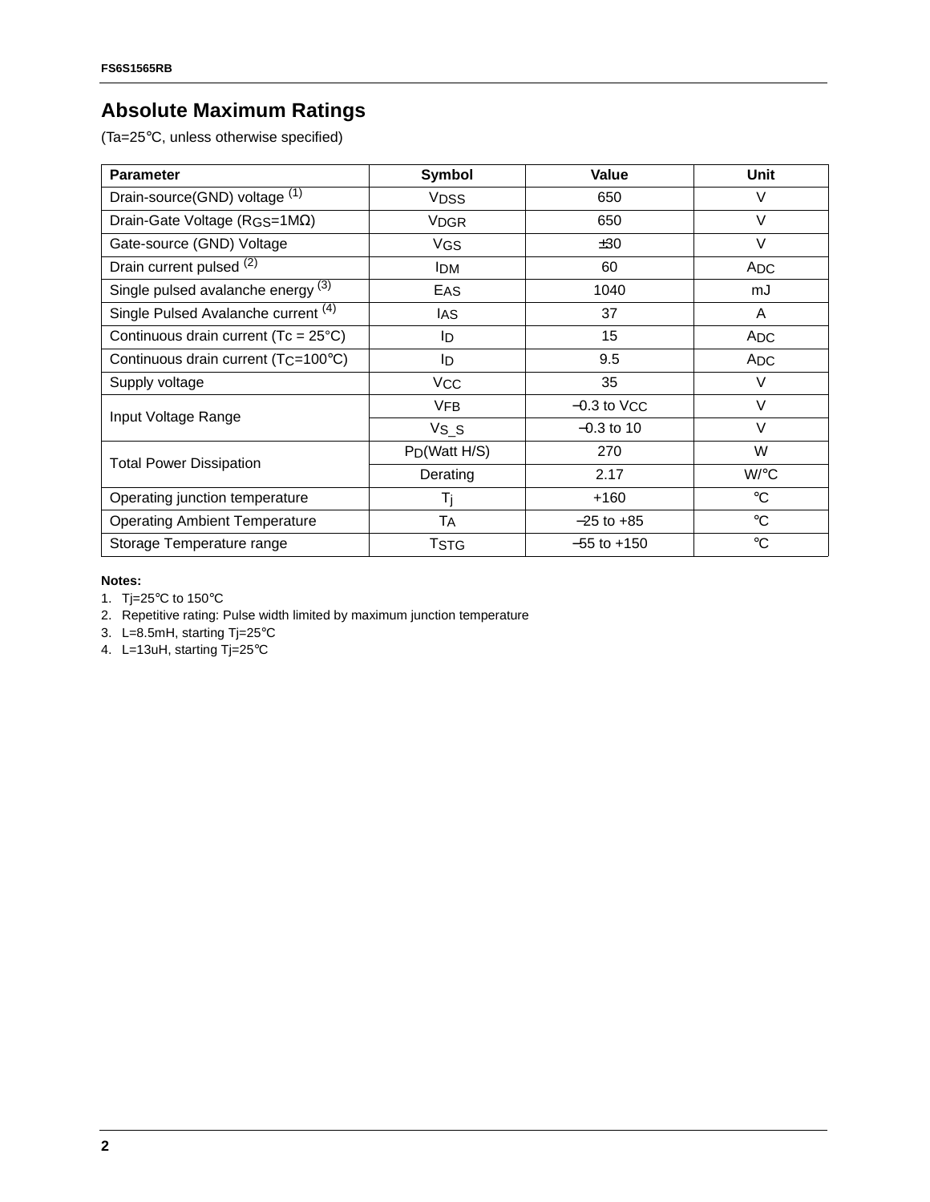## Absolute Maximum Ratings

(Ta=25°C, unless otherwise specified)

| Parameter | Symbol | Value | Unit |
|---|---|---|---|
| Drain-source(GND) voltage (1) | $V_{DSS}$ | 650 | V |
| Drain-Gate Voltage ($R_{GS}$=1MΩ) | $V_{DGR}$ | 650 | V |
| Gate-source (GND) Voltage | $V_{GS}$ | ±30 | V |
| Drain current pulsed (2) | $I_{DM}$ | 60 | $A_{DC}$ |
| Single pulsed avalanche energy (3) | $E_{AS}$ | 1040 | mJ |
| Single Pulsed Avalanche current (4) | $I_{AS}$ | 37 | A |
| Continuous drain current (Tc = 25°C) | $I_D$ | 15 | $A_{DC}$ |
| Continuous drain current ($T_C$=100°C) | $I_D$ | 9.5 | $A_{DC}$ |
| Supply voltage | $V_{CC}$ | 35 | V |
| Input Voltage Range | $V_{FB}$ | −0.3 to $V_{CC}$ | V |
| | $V_{S\_S}$ | −0.3 to 10 | V |
| Total Power Dissipation | $P_D$(Watt H/S) | 270 | W |
| | Derating | 2.17 | W/°C |
| Operating junction temperature | $T_j$ | +160 | °C |
| Operating Ambient Temperature | $T_A$ | −25 to +85 | °C |
| Storage Temperature range | $T_{STG}$ | −55 to +150 | °C |

**Notes:**
1. Tj=25°C to 150°C
2. Repetitive rating: Pulse width limited by maximum junction temperature
3. L=8.5mH, starting Tj=25°C
4. L=13uH, starting Tj=25°C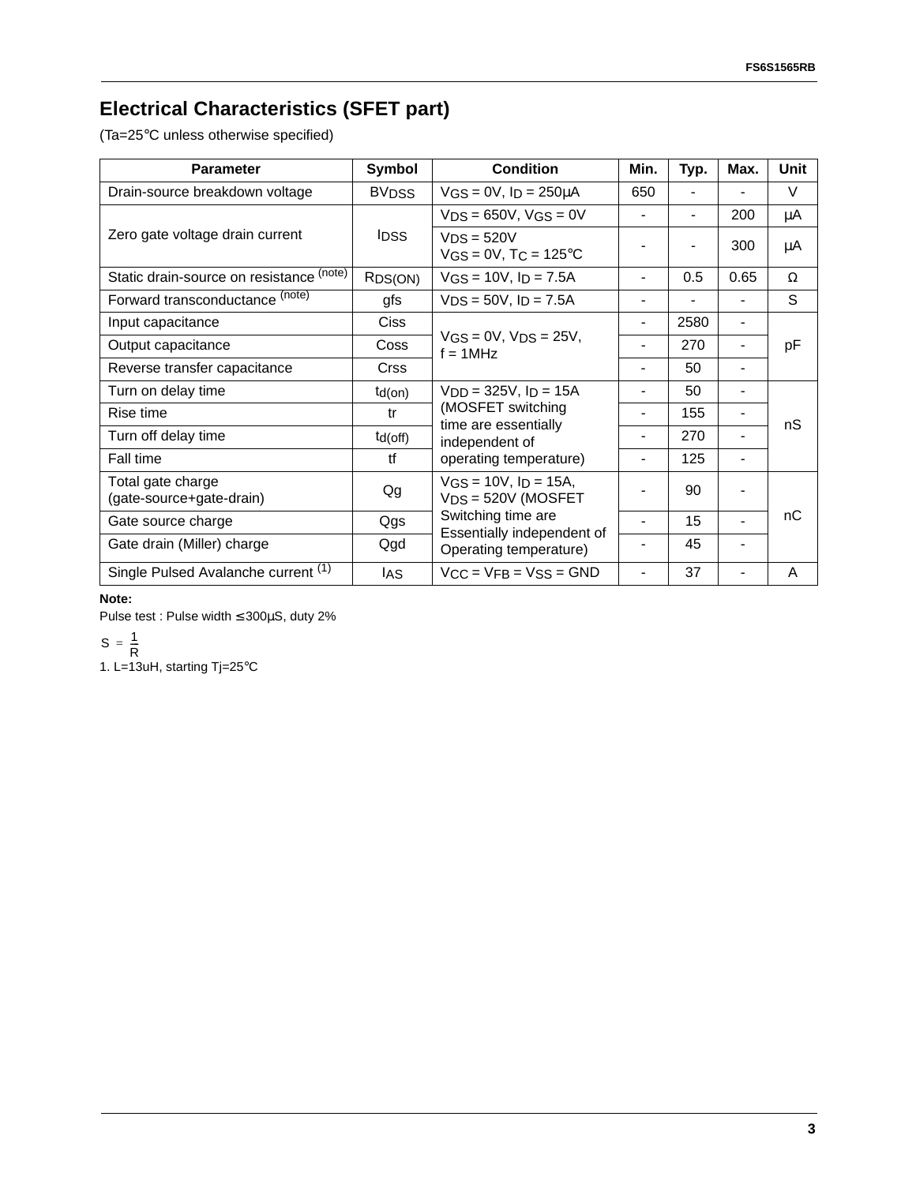## Electrical Characteristics (SFET part)

(Ta=25°C unless otherwise specified)

| Parameter | Symbol | Condition | Min. | Typ. | Max. | Unit |
|---|---|---|---|---|---|---|
| Drain-source breakdown voltage | $BV_{DSS}$ | $V_{GS}$ = 0V, $I_D$ = 250μA | 650 | - | - | V |
| Zero gate voltage drain current | $I_{DSS}$ | $V_{DS}$ = 650V, $V_{GS}$ = 0V | - | - | 200 | μA |
| | | $V_{DS}$ = 520V $V_{GS}$ = 0V, $T_C$ = 125°C | - | - | 300 | μA |
| Static drain-source on resistance (note) | $R_{DS(ON)}$ | $V_{GS}$ = 10V, $I_D$ = 7.5A | - | 0.5 | 0.65 | Ω |
| Forward transconductance (note) | gfs | $V_{DS}$ = 50V, $I_D$ = 7.5A | - | - | - | S |
| Input capacitance | Ciss | $V_{GS}$ = 0V, $V_{DS}$ = 25V, f = 1MHz | - | 2580 | - | pF |
| Output capacitance | Coss | | - | 270 | - | |
| Reverse transfer capacitance | Crss | | - | 50 | - | |
| Turn on delay time | $t_{d(on)}$ | $V_{DD}$ = 325V, $I_D$ = 15A (MOSFET switching time are essentially independent of operating temperature) | - | 50 | - | nS |
| Rise time | tr | | - | 155 | - | |
| Turn off delay time | $t_{d(off)}$ | | - | 270 | - | |
| Fall time | tf | | - | 125 | - | |
| Total gate charge (gate-source+gate-drain) | Qg | $V_{GS}$ = 10V, $I_D$ = 15A, $V_{DS}$ = 520V (MOSFET Switching time are Essentially independent of Operating temperature) | - | 90 | - | nC |
| Gate source charge | Qgs | | - | 15 | - | |
| Gate drain (Miller) charge | Qgd | | - | 45 | - | |
| Single Pulsed Avalanche current (1) | $I_{AS}$ | $V_{CC}$ = $V_{FB}$ = $V_{SS}$ = GND | - | 37 | - | A |

**Note:**

Pulse test : Pulse width ≤ 300μS, duty 2%

$$S = \frac{1}{R}$$

1. L=13uH, starting Tj=25°C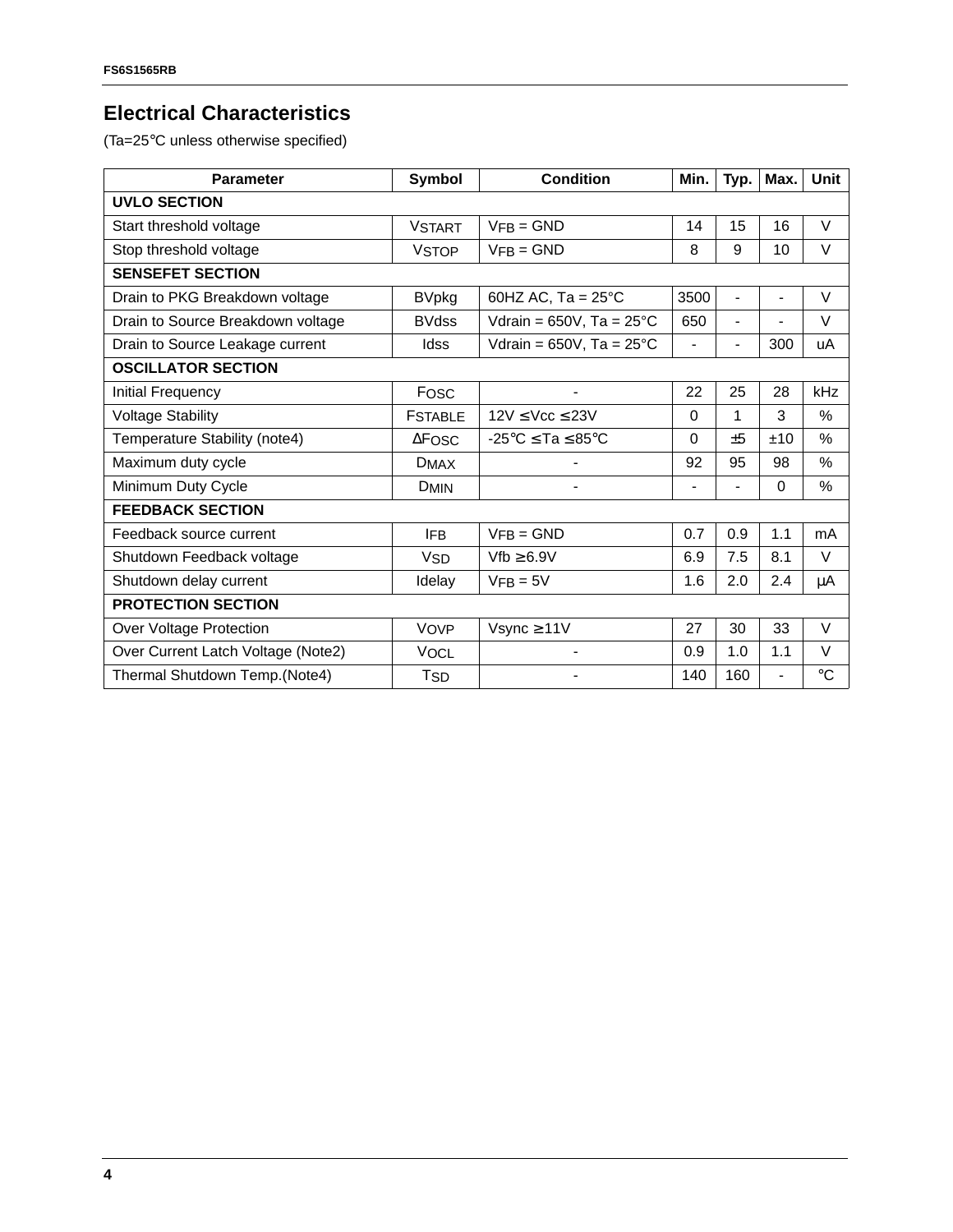## Electrical Characteristics

(Ta=25°C unless otherwise specified)

| Parameter | Symbol | Condition | Min. | Typ. | Max. | Unit |
|---|---|---|---|---|---|---|
| **UVLO SECTION** | | | | | | |
| Start threshold voltage | $V_{START}$ | $V_{FB}$ = GND | 14 | 15 | 16 | V |
| Stop threshold voltage | $V_{STOP}$ | $V_{FB}$ = GND | 8 | 9 | 10 | V |
| **SENSEFET SECTION** | | | | | | |
| Drain to PKG Breakdown voltage | BVpkg | 60HZ AC, Ta = 25°C | 3500 | - | - | V |
| Drain to Source Breakdown voltage | BVdss | Vdrain = 650V, Ta = 25°C | 650 | - | - | V |
| Drain to Source Leakage current | Idss | Vdrain = 650V, Ta = 25°C | - | - | 300 | uA |
| **OSCILLATOR SECTION** | | | | | | |
| Initial Frequency | $F_{OSC}$ | - | 22 | 25 | 28 | kHz |
| Voltage Stability | $F_{STABLE}$ | 12V ≤ Vcc ≤ 23V | 0 | 1 | 3 | % |
| Temperature Stability (note4) | $\Delta F_{OSC}$ | -25°C ≤ Ta ≤ 85°C | 0 | ±5 | ±10 | % |
| Maximum duty cycle | $D_{MAX}$ | - | 92 | 95 | 98 | % |
| Minimum Duty Cycle | $D_{MIN}$ | - | - | - | 0 | % |
| **FEEDBACK SECTION** | | | | | | |
| Feedback source current | $I_{FB}$ | $V_{FB}$ = GND | 0.7 | 0.9 | 1.1 | mA |
| Shutdown Feedback voltage | $V_{SD}$ | Vfb ≥ 6.9V | 6.9 | 7.5 | 8.1 | V |
| Shutdown delay current | Idelay | $V_{FB}$ = 5V | 1.6 | 2.0 | 2.4 | μA |
| **PROTECTION SECTION** | | | | | | |
| Over Voltage Protection | $V_{OVP}$ | Vsync ≥ 11V | 27 | 30 | 33 | V |
| Over Current Latch Voltage (Note2) | $V_{OCL}$ | - | 0.9 | 1.0 | 1.1 | V |
| Thermal Shutdown Temp.(Note4) | $T_{SD}$ | - | 140 | 160 | - | °C |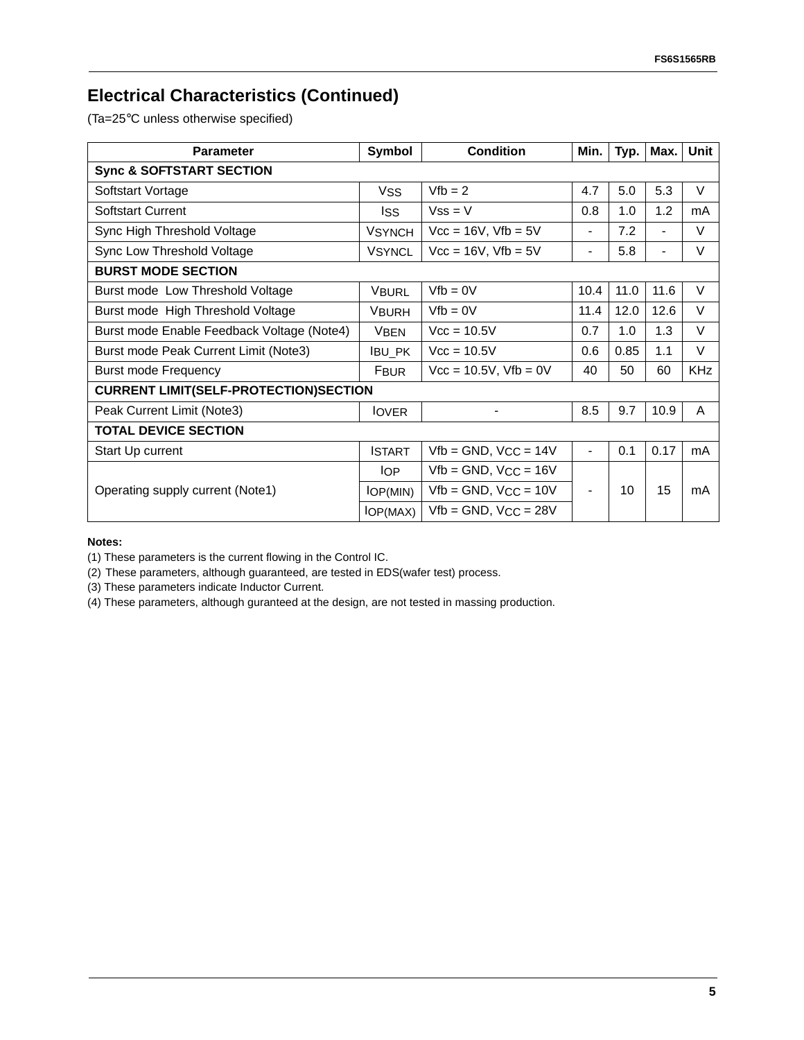## Electrical Characteristics (Continued)

(Ta=25°C unless otherwise specified)

| Parameter | Symbol | Condition | Min. | Typ. | Max. | Unit |
|---|---|---|---|---|---|---|
| **Sync & SOFTSTART SECTION** | | | | | | |
| Softstart Vortage | $V_{SS}$ | Vfb = 2 | 4.7 | 5.0 | 5.3 | V |
| Softstart Current | $I_{SS}$ | Vss = V | 0.8 | 1.0 | 1.2 | mA |
| Sync High Threshold Voltage | $V_{SYNCH}$ | Vcc = 16V, Vfb = 5V | - | 7.2 | - | V |
| Sync Low Threshold Voltage | $V_{SYNCL}$ | Vcc = 16V, Vfb = 5V | - | 5.8 | - | V |
| **BURST MODE SECTION** | | | | | | |
| Burst mode Low Threshold Voltage | $V_{BURL}$ | Vfb = 0V | 10.4 | 11.0 | 11.6 | V |
| Burst mode High Threshold Voltage | $V_{BURH}$ | Vfb = 0V | 11.4 | 12.0 | 12.6 | V |
| Burst mode Enable Feedback Voltage (Note4) | $V_{BEN}$ | Vcc = 10.5V | 0.7 | 1.0 | 1.3 | V |
| Burst mode Peak Current Limit (Note3) | $I_{BU\_PK}$ | Vcc = 10.5V | 0.6 | 0.85 | 1.1 | V |
| Burst mode Frequency | $F_{BUR}$ | Vcc = 10.5V, Vfb = 0V | 40 | 50 | 60 | KHz |
| **CURRENT LIMIT(SELF-PROTECTION)SECTION** | | | | | | |
| Peak Current Limit (Note3) | $I_{OVER}$ | - | 8.5 | 9.7 | 10.9 | A |
| **TOTAL DEVICE SECTION** | | | | | | |
| Start Up current | $I_{START}$ | Vfb = GND, $V_{CC}$ = 14V | - | 0.1 | 0.17 | mA |
| Operating supply current (Note1) | $I_{OP}$ | Vfb = GND, $V_{CC}$ = 16V | - | 10 | 15 | mA |
| | $I_{OP(MIN)}$ | Vfb = GND, $V_{CC}$ = 10V | | | | |
| | $I_{OP(MAX)}$ | Vfb = GND, $V_{CC}$ = 28V | | | | |

**Notes:**

(1) These parameters is the current flowing in the Control IC.

(2) These parameters, although guaranteed, are tested in EDS(wafer test) process.

(3) These parameters indicate Inductor Current.

(4) These parameters, although guranteed at the design, are not tested in massing production.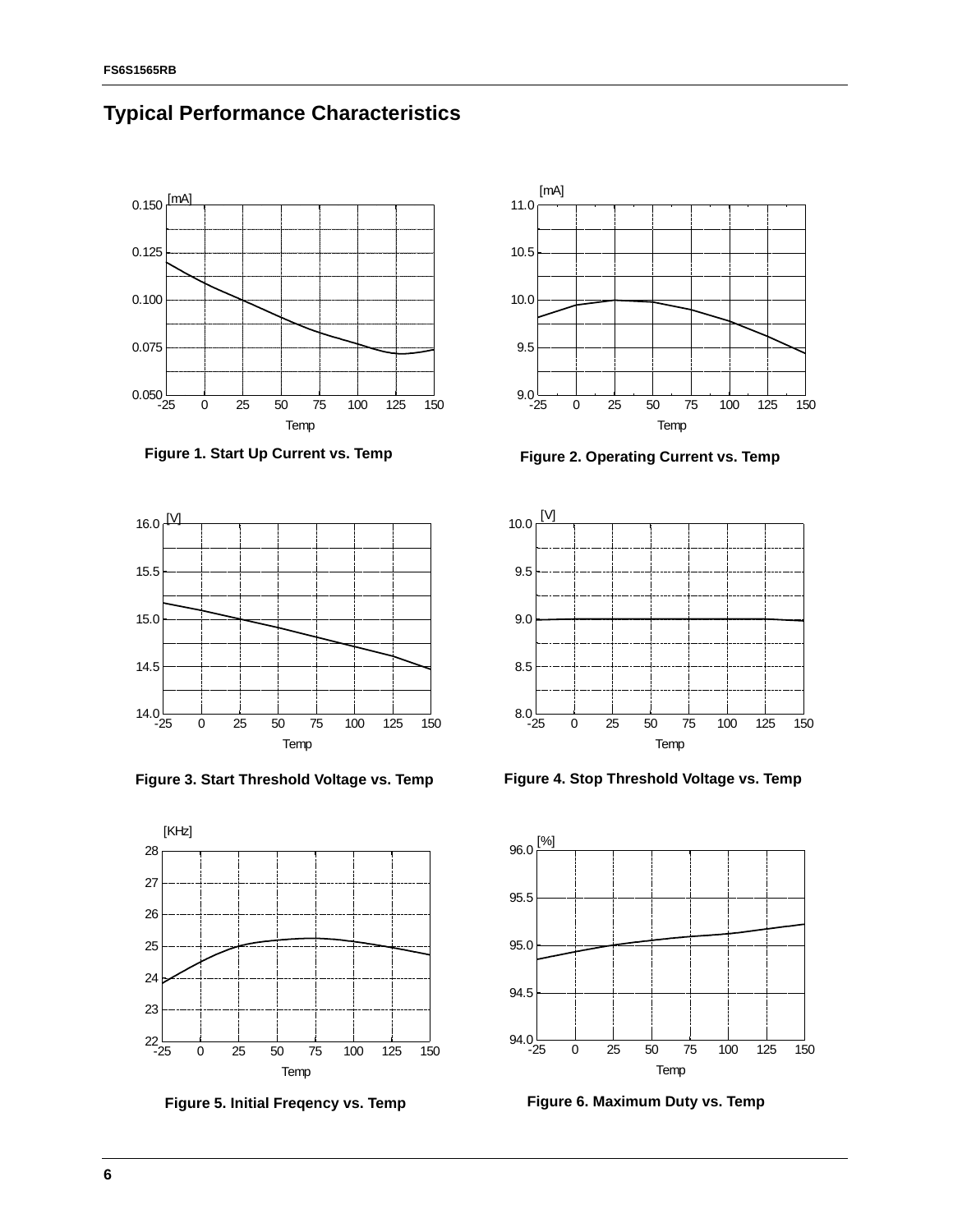## Typical Performance Characteristics

Figure 1. Start Up Current vs. Temp

Figure 2. Operating Current vs. Temp

Figure 3. Start Threshold Voltage vs. Temp

Figure 4. Stop Threshold Voltage vs. Temp

Figure 5. Initial Freqency vs. Temp

Figure 6. Maximum Duty vs. Temp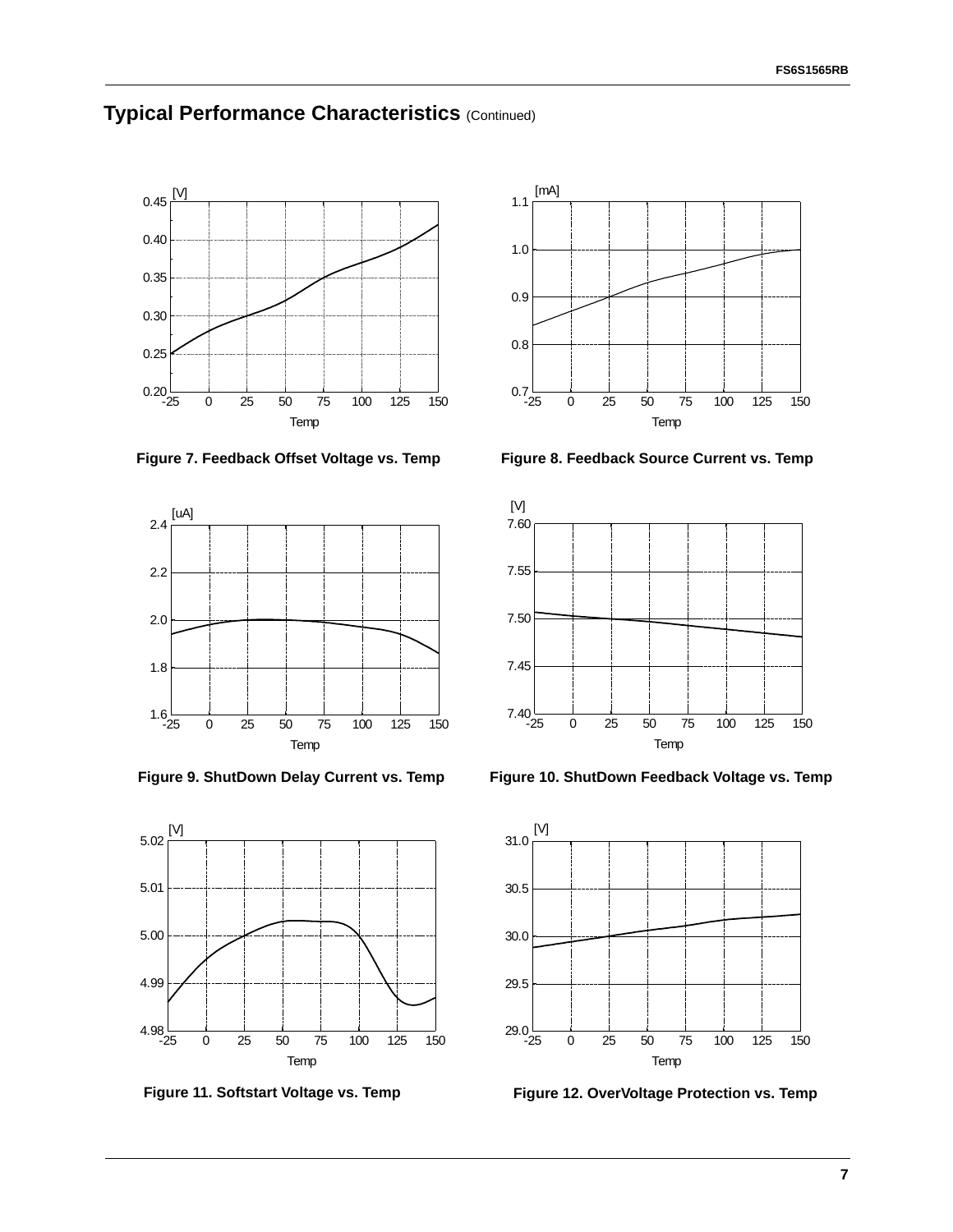## Typical Performance Characteristics (Continued)

Figure 7. Feedback Offset Voltage vs. Temp

Figure 8. Feedback Source Current vs. Temp

Figure 9. ShutDown Delay Current vs. Temp

Figure 10. ShutDown Feedback Voltage vs. Temp

Figure 11. Softstart Voltage vs. Temp

Figure 12. OverVoltage Protection vs. Temp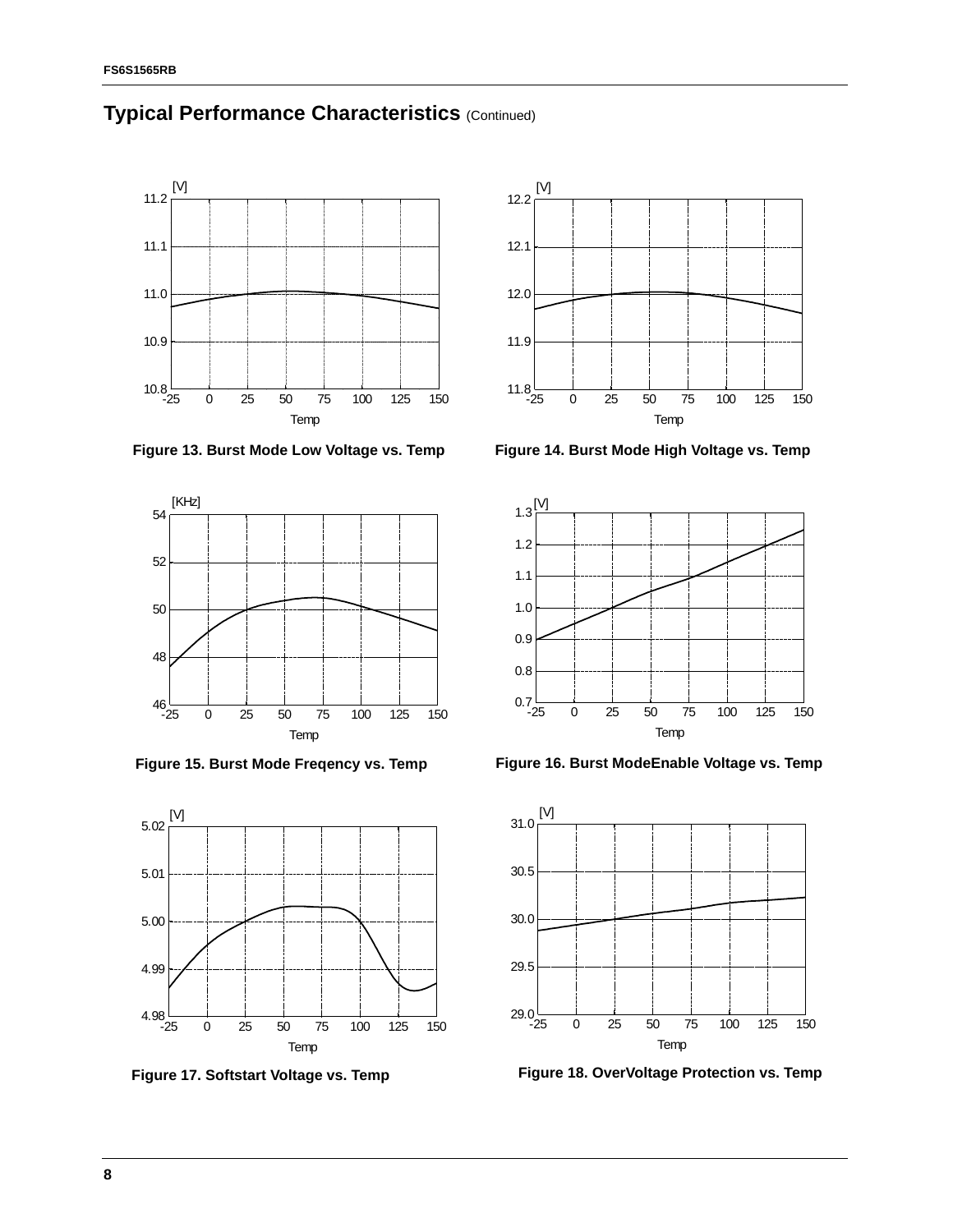## Typical Performance Characteristics (Continued)

Figure 13. Burst Mode Low Voltage vs. Temp

Figure 14. Burst Mode High Voltage vs. Temp

Figure 15. Burst Mode Freqency vs. Temp

Figure 16. Burst ModeEnable Voltage vs. Temp

Figure 17. Softstart Voltage vs. Temp

Figure 18. OverVoltage Protection vs. Temp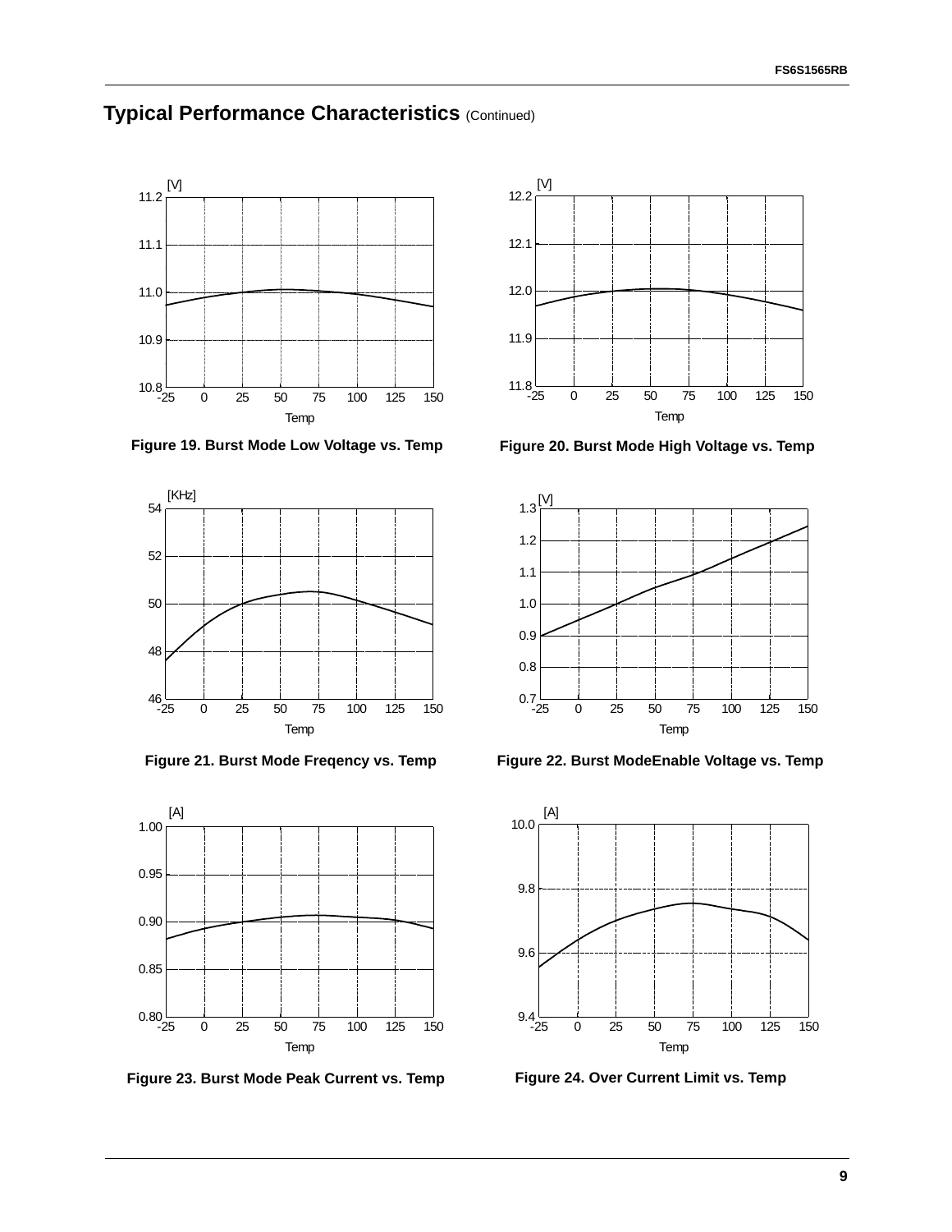## Typical Performance Characteristics (Continued)

Figure 19. Burst Mode Low Voltage vs. Temp

Figure 20. Burst Mode High Voltage vs. Temp

Figure 21. Burst Mode Freqency vs. Temp

Figure 22. Burst ModeEnable Voltage vs. Temp

Figure 23. Burst Mode Peak Current vs. Temp

Figure 24. Over Current Limit vs. Temp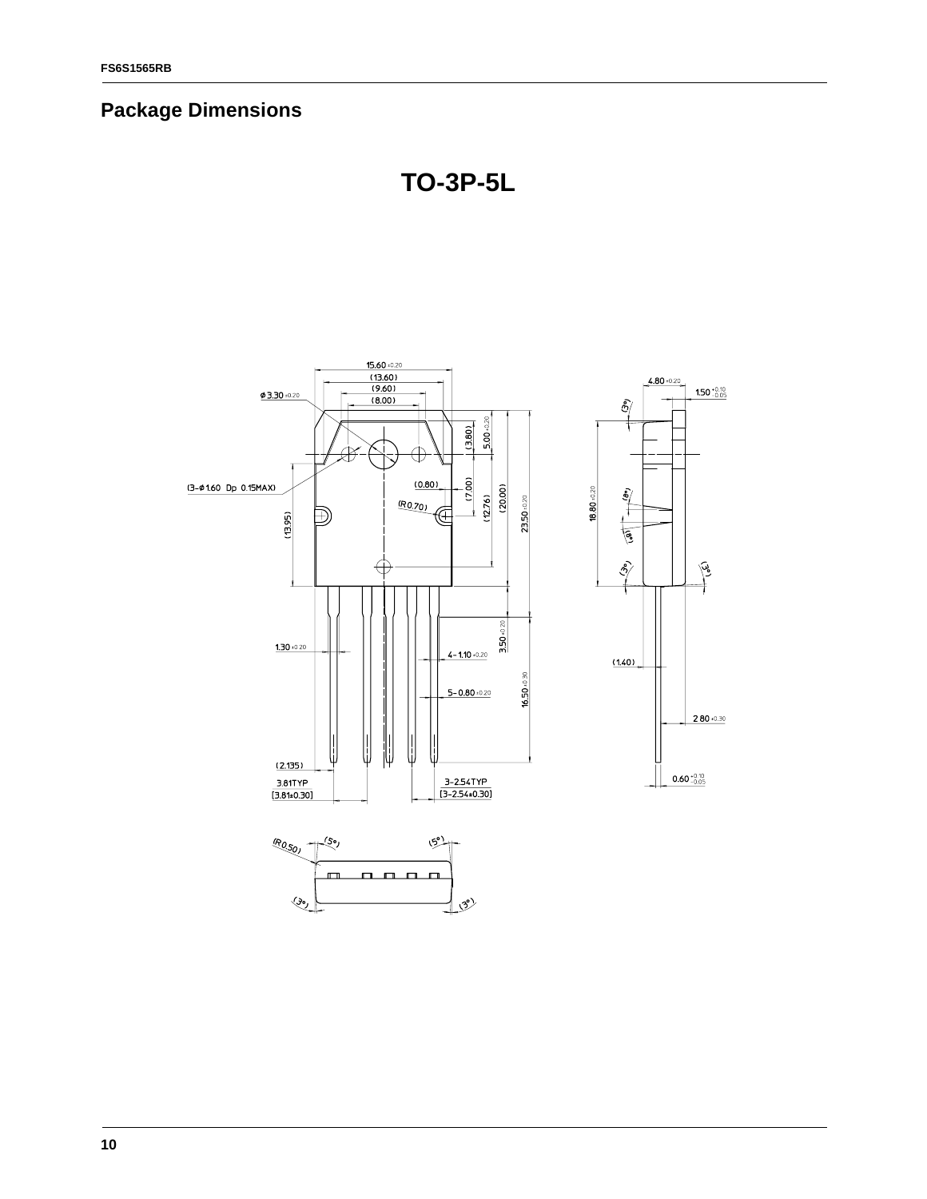## Package Dimensions

### TO-3P-5L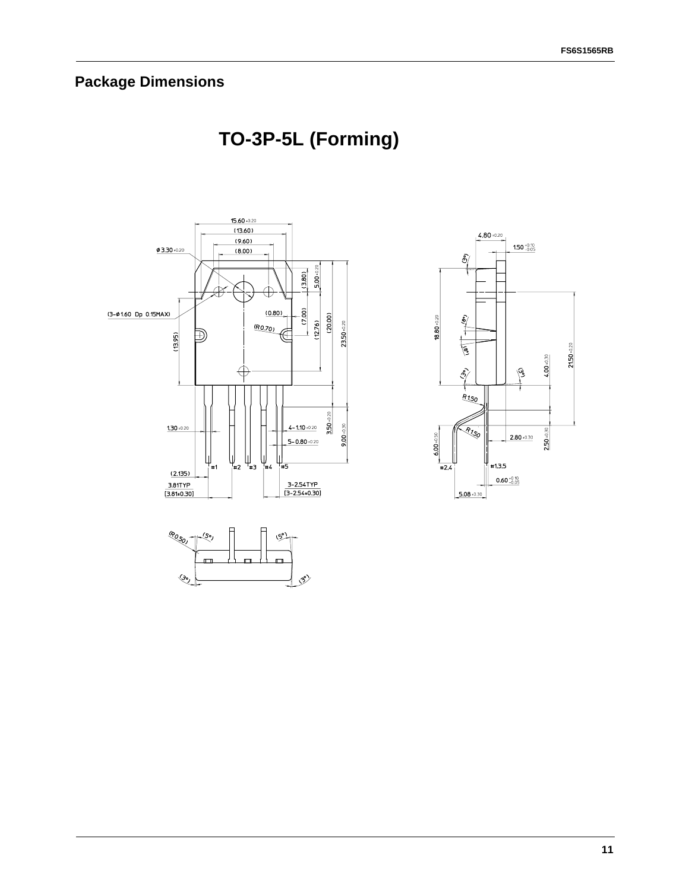## Package Dimensions

# TO-3P-5L (Forming)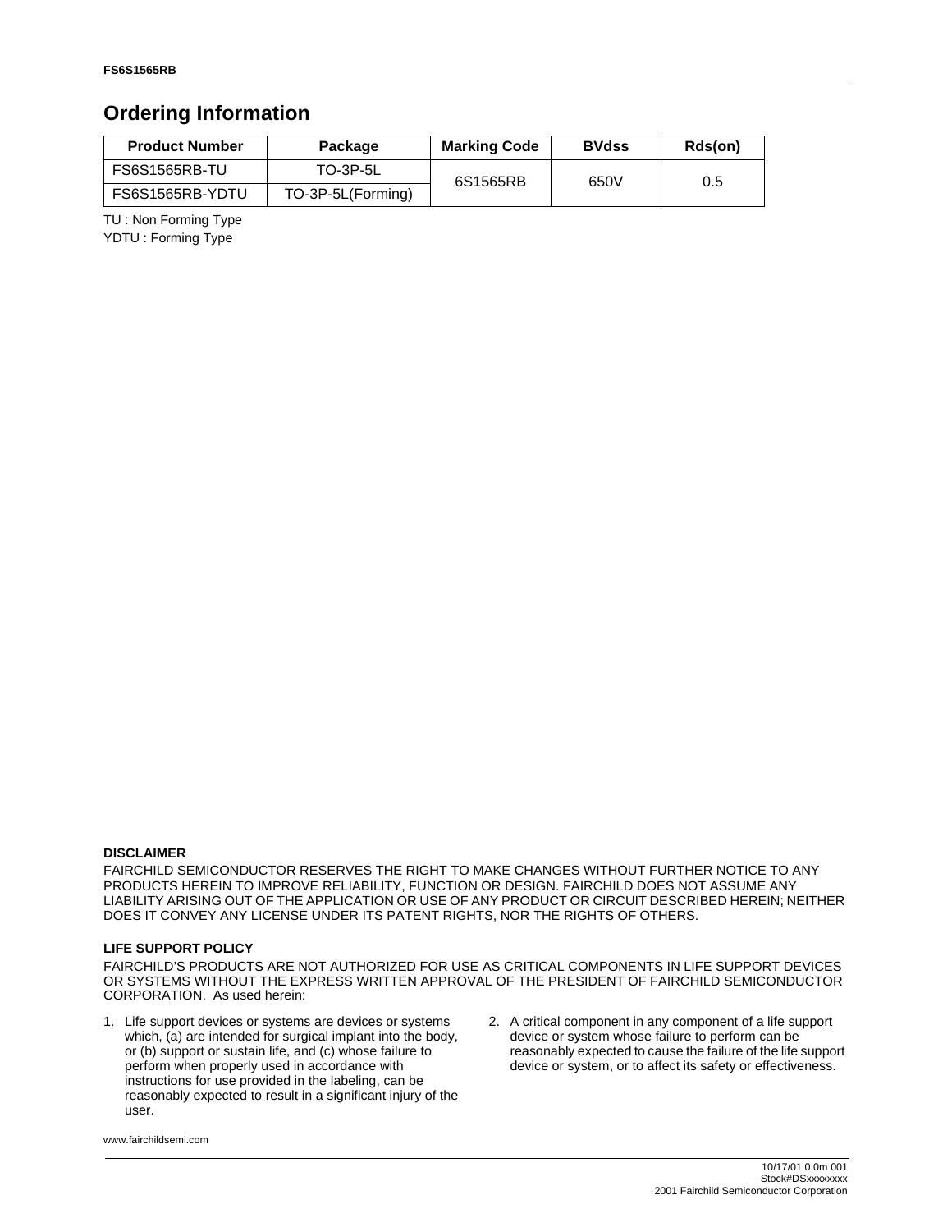## Ordering Information

| Product Number | Package | Marking Code | BVdss | Rds(on) |
|---|---|---|---|---|
| FS6S1565RB-TU | TO-3P-5L | 6S1565RB | 650V | 0.5 |
| FS6S1565RB-YDTU | TO-3P-5L(Forming) | | | |

TU : Non Forming Type
YDTU : Forming Type

**DISCLAIMER**

FAIRCHILD SEMICONDUCTOR RESERVES THE RIGHT TO MAKE CHANGES WITHOUT FURTHER NOTICE TO ANY PRODUCTS HEREIN TO IMPROVE RELIABILITY, FUNCTION OR DESIGN. FAIRCHILD DOES NOT ASSUME ANY LIABILITY ARISING OUT OF THE APPLICATION OR USE OF ANY PRODUCT OR CIRCUIT DESCRIBED HEREIN; NEITHER DOES IT CONVEY ANY LICENSE UNDER ITS PATENT RIGHTS, NOR THE RIGHTS OF OTHERS.

**LIFE SUPPORT POLICY**

FAIRCHILD'S PRODUCTS ARE NOT AUTHORIZED FOR USE AS CRITICAL COMPONENTS IN LIFE SUPPORT DEVICES OR SYSTEMS WITHOUT THE EXPRESS WRITTEN APPROVAL OF THE PRESIDENT OF FAIRCHILD SEMICONDUCTOR CORPORATION. As used herein:

1. Life support devices or systems are devices or systems which, (a) are intended for surgical implant into the body, or (b) support or sustain life, and (c) whose failure to perform when properly used in accordance with instructions for use provided in the labeling, can be reasonably expected to result in a significant injury of the user.
2. A critical component in any component of a life support device or system whose failure to perform can be reasonably expected to cause the failure of the life support device or system, or to affect its safety or effectiveness.

www.fairchildsemi.com

10/17/01 0.0m 001
Stock#DSxxxxxxxx
2001 Fairchild Semiconductor Corporation